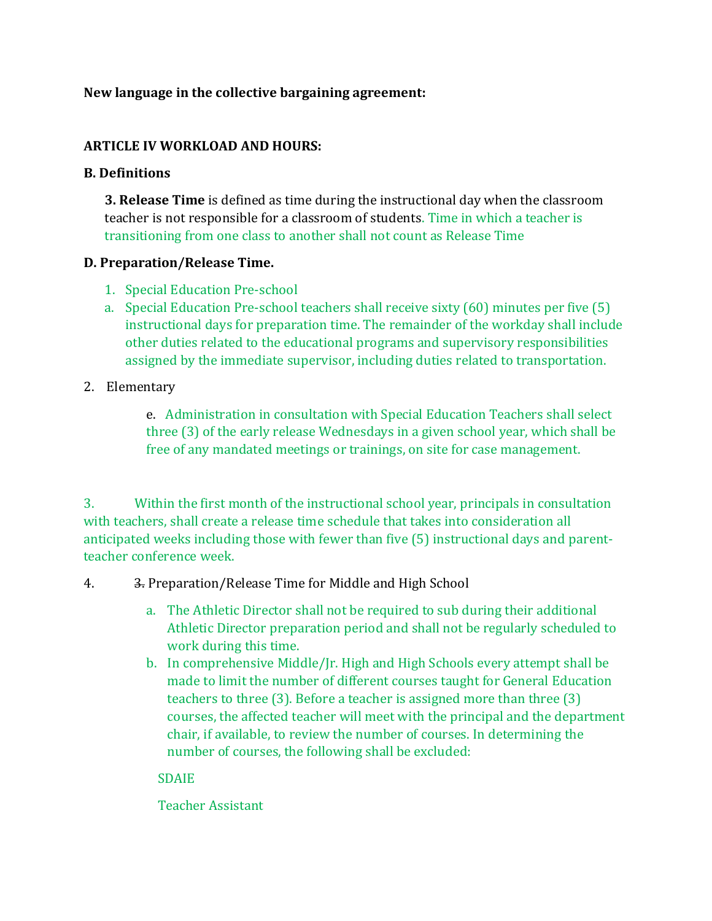**New language in the collective bargaining agreement:**

**ARTICLE IV WORKLOAD AND HOURS:**

**B. Definitions**

**3. Release Time** is defined as time during the instructional day when the classroom teacher is not responsible for a classroom of students. Time in which a teacher is transitioning from one class to another shall not count as Release Time

**D. Preparation/Release Time.**

1. Special Education Pre-school

a. Special Education Pre-school teachers shall receive sixty (60) minutes per five (5) instructional days for preparation time. The remainder of the workday shall include other duties related to the educational programs and supervisory responsibilities assigned by the immediate supervisor, including duties related to transportation.

2. Elementary

e. Administration in consultation with Special Education Teachers shall select three (3) of the early release Wednesdays in a given school year, which shall be free of any mandated meetings or trainings, on site for case management.

3. Within the first month of the instructional school year, principals in consultation with teachers, shall create a release time schedule that takes into consideration all anticipated weeks including those with fewer than five (5) instructional days and parent-teacher conference week.

4. ~~3.~~ Preparation/Release Time for Middle and High School

a. The Athletic Director shall not be required to sub during their additional Athletic Director preparation period and shall not be regularly scheduled to work during this time.

b. In comprehensive Middle/Jr. High and High Schools every attempt shall be made to limit the number of different courses taught for General Education teachers to three (3). Before a teacher is assigned more than three (3) courses, the affected teacher will meet with the principal and the department chair, if available, to review the number of courses. In determining the number of courses, the following shall be excluded:

SDAIE

Teacher Assistant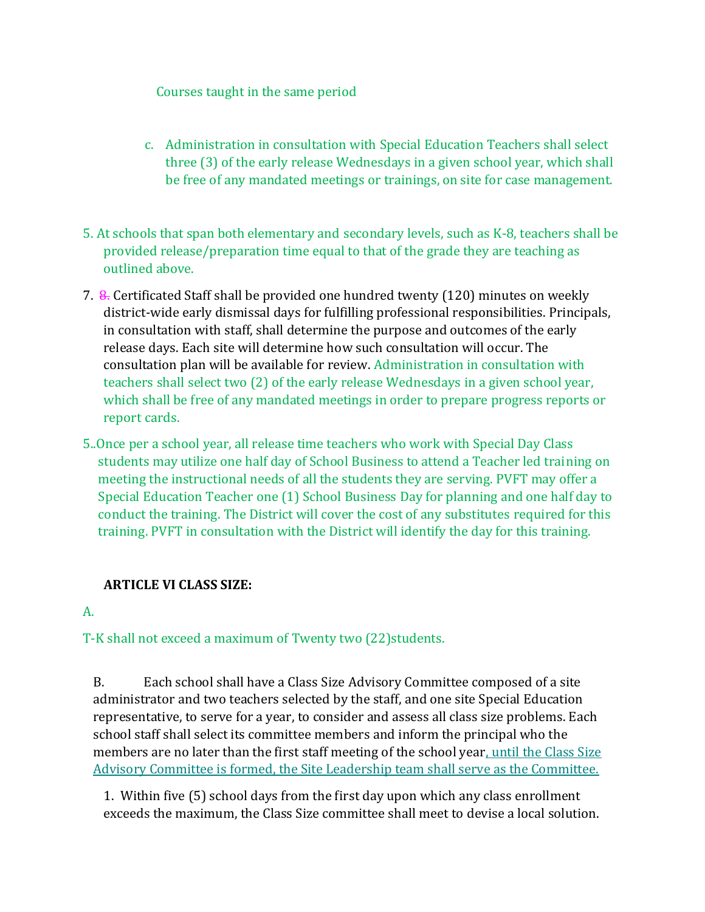Courses taught in the same period

c. Administration in consultation with Special Education Teachers shall select three (3) of the early release Wednesdays in a given school year, which shall be free of any mandated meetings or trainings, on site for case management.

5. At schools that span both elementary and secondary levels, such as K-8, teachers shall be provided release/preparation time equal to that of the grade they are teaching as outlined above.

7. ~~8.~~ Certificated Staff shall be provided one hundred twenty (120) minutes on weekly district-wide early dismissal days for fulfilling professional responsibilities. Principals, in consultation with staff, shall determine the purpose and outcomes of the early release days. Each site will determine how such consultation will occur. The consultation plan will be available for review. Administration in consultation with teachers shall select two (2) of the early release Wednesdays in a given school year, which shall be free of any mandated meetings in order to prepare progress reports or report cards.

5..Once per a school year, all release time teachers who work with Special Day Class students may utilize one half day of School Business to attend a Teacher led training on meeting the instructional needs of all the students they are serving. PVFT may offer a Special Education Teacher one (1) School Business Day for planning and one half day to conduct the training. The District will cover the cost of any substitutes required for this training. PVFT in consultation with the District will identify the day for this training.

**ARTICLE VI CLASS SIZE:**

A.

T-K shall not exceed a maximum of Twenty two (22)students.

B. Each school shall have a Class Size Advisory Committee composed of a site administrator and two teachers selected by the staff, and one site Special Education representative, to serve for a year, to consider and assess all class size problems. Each school staff shall select its committee members and inform the principal who the members are no later than the first staff meeting of the school year, until the Class Size Advisory Committee is formed, the Site Leadership team shall serve as the Committee.

1. Within five (5) school days from the first day upon which any class enrollment exceeds the maximum, the Class Size committee shall meet to devise a local solution.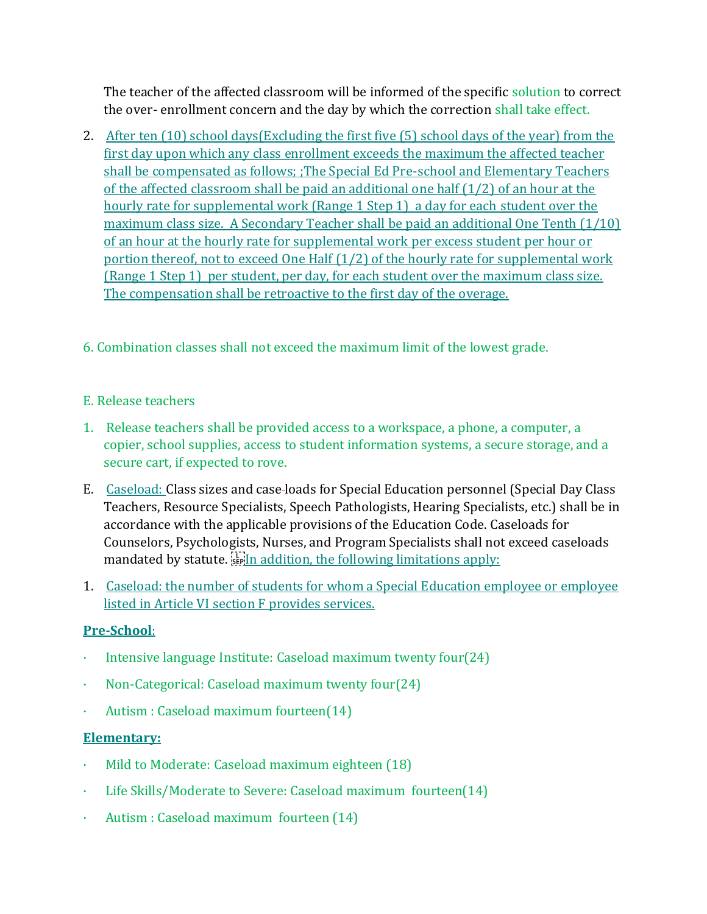The teacher of the affected classroom will be informed of the specific solution to correct the over- enrollment concern and the day by which the correction shall take effect.

2. After ten (10) school days(Excluding the first five (5) school days of the year) from the first day upon which any class enrollment exceeds the maximum the affected teacher shall be compensated as follows; ;The Special Ed Pre-school and Elementary Teachers of the affected classroom shall be paid an additional one half (1/2) of an hour at the hourly rate for supplemental work (Range 1 Step 1) a day for each student over the maximum class size. A Secondary Teacher shall be paid an additional One Tenth (1/10) of an hour at the hourly rate for supplemental work per excess student per hour or portion thereof, not to exceed One Half (1/2) of the hourly rate for supplemental work (Range 1 Step 1) per student, per day, for each student over the maximum class size. The compensation shall be retroactive to the first day of the overage.

6. Combination classes shall not exceed the maximum limit of the lowest grade.

E. Release teachers

1. Release teachers shall be provided access to a workspace, a phone, a computer, a copier, school supplies, access to student information systems, a secure storage, and a secure cart, if expected to rove.

E. Caseload: Class sizes and case-loads for Special Education personnel (Special Day Class Teachers, Resource Specialists, Speech Pathologists, Hearing Specialists, etc.) shall be in accordance with the applicable provisions of the Education Code. Caseloads for Counselors, Psychologists, Nurses, and Program Specialists shall not exceed caseloads mandated by statute. In addition, the following limitations apply:

1. Caseload: the number of students for whom a Special Education employee or employee listed in Article VI section F provides services.

**Pre-School**:

- Intensive language Institute: Caseload maximum twenty four(24)
- Non-Categorical: Caseload maximum twenty four(24)
- Autism : Caseload maximum fourteen(14)

**Elementary:**

- Mild to Moderate: Caseload maximum eighteen (18)
- Life Skills/Moderate to Severe: Caseload maximum fourteen(14)
- Autism : Caseload maximum fourteen (14)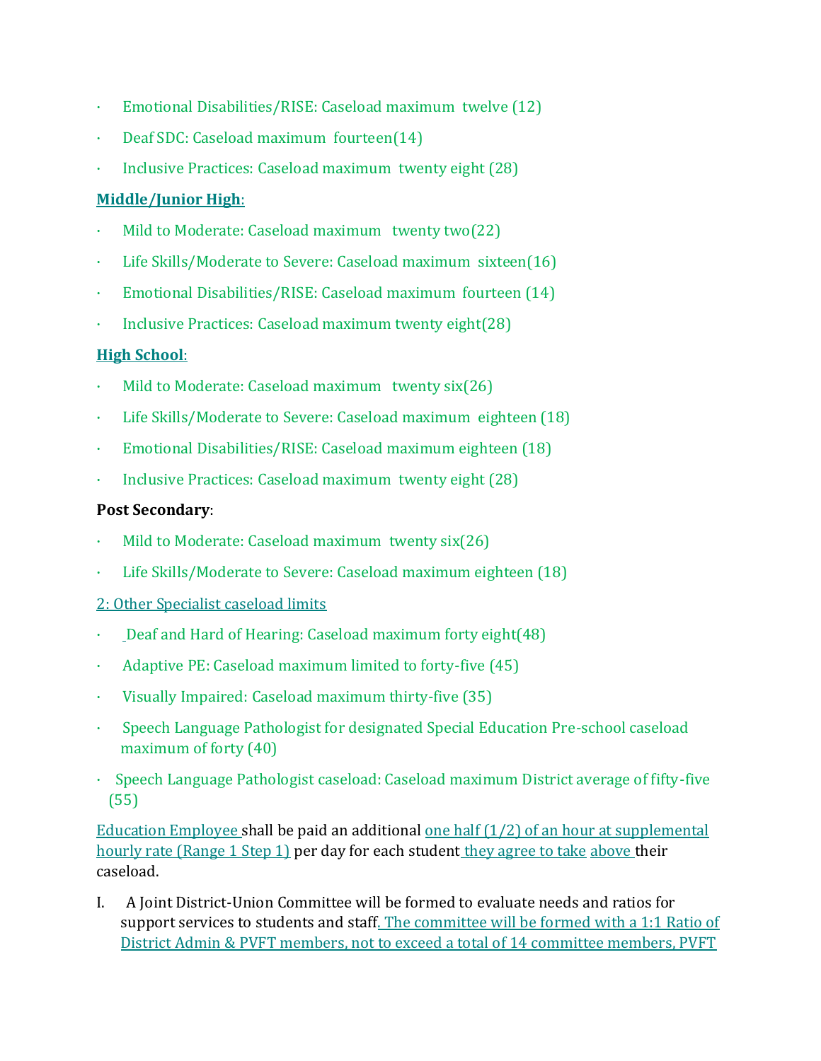- Emotional Disabilities/RISE: Caseload maximum twelve (12)
- Deaf SDC: Caseload maximum fourteen(14)
- Inclusive Practices: Caseload maximum twenty eight (28)

**Middle/Junior High**:

- Mild to Moderate: Caseload maximum twenty two(22)
- Life Skills/Moderate to Severe: Caseload maximum sixteen(16)
- Emotional Disabilities/RISE: Caseload maximum fourteen (14)
- Inclusive Practices: Caseload maximum twenty eight(28)

**High School**:

- Mild to Moderate: Caseload maximum twenty six(26)
- Life Skills/Moderate to Severe: Caseload maximum eighteen (18)
- Emotional Disabilities/RISE: Caseload maximum eighteen (18)
- Inclusive Practices: Caseload maximum twenty eight (28)

**Post Secondary**:

- Mild to Moderate: Caseload maximum twenty six(26)
- Life Skills/Moderate to Severe: Caseload maximum eighteen (18)

2: Other Specialist caseload limits

- Deaf and Hard of Hearing: Caseload maximum forty eight(48)
- Adaptive PE: Caseload maximum limited to forty-five (45)
- Visually Impaired: Caseload maximum thirty-five (35)
- Speech Language Pathologist for designated Special Education Pre-school caseload maximum of forty (40)
- Speech Language Pathologist caseload: Caseload maximum District average of fifty-five (55)

Education Employee shall be paid an additional one half (1/2) of an hour at supplemental hourly rate (Range 1 Step 1) per day for each student they agree to take above their caseload.

I. A Joint District-Union Committee will be formed to evaluate needs and ratios for support services to students and staff. The committee will be formed with a 1:1 Ratio of District Admin & PVFT members, not to exceed a total of 14 committee members, PVFT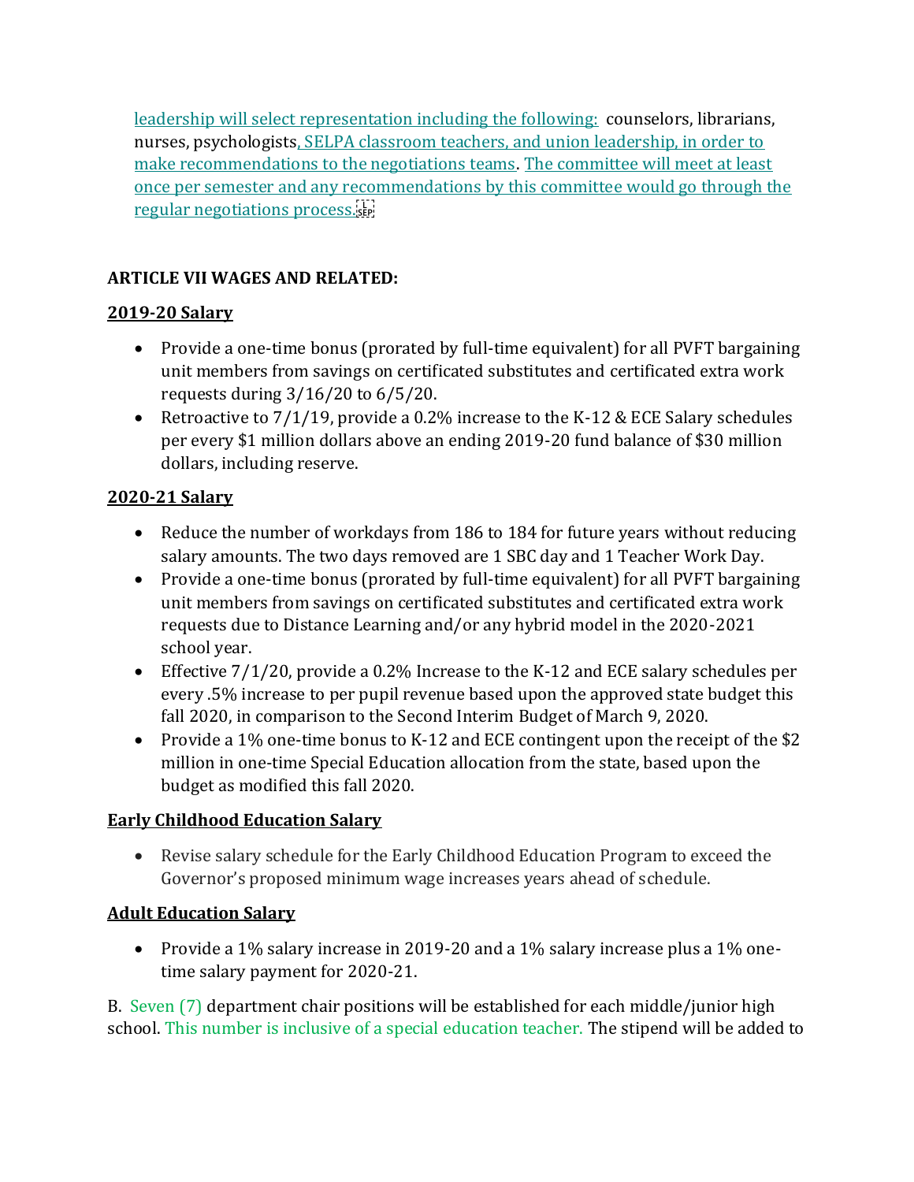leadership will select representation including the following: counselors, librarians, nurses, psychologists, SELPA classroom teachers, and union leadership, in order to make recommendations to the negotiations teams. The committee will meet at least once per semester and any recommendations by this committee would go through the regular negotiations process.

**ARTICLE VII WAGES AND RELATED:**

**2019-20 Salary**

- Provide a one-time bonus (prorated by full-time equivalent) for all PVFT bargaining unit members from savings on certificated substitutes and certificated extra work requests during 3/16/20 to 6/5/20.
- Retroactive to 7/1/19, provide a 0.2% increase to the K-12 & ECE Salary schedules per every $1 million dollars above an ending 2019-20 fund balance of $30 million dollars, including reserve.

**2020-21 Salary**

- Reduce the number of workdays from 186 to 184 for future years without reducing salary amounts. The two days removed are 1 SBC day and 1 Teacher Work Day.
- Provide a one-time bonus (prorated by full-time equivalent) for all PVFT bargaining unit members from savings on certificated substitutes and certificated extra work requests due to Distance Learning and/or any hybrid model in the 2020-2021 school year.
- Effective 7/1/20, provide a 0.2% Increase to the K-12 and ECE salary schedules per every .5% increase to per pupil revenue based upon the approved state budget this fall 2020, in comparison to the Second Interim Budget of March 9, 2020.
- Provide a 1% one-time bonus to K-12 and ECE contingent upon the receipt of the $2 million in one-time Special Education allocation from the state, based upon the budget as modified this fall 2020.

**Early Childhood Education Salary**

- Revise salary schedule for the Early Childhood Education Program to exceed the Governor's proposed minimum wage increases years ahead of schedule.

**Adult Education Salary**

- Provide a 1% salary increase in 2019-20 and a 1% salary increase plus a 1% one-time salary payment for 2020-21.

B. Seven (7) department chair positions will be established for each middle/junior high school. This number is inclusive of a special education teacher. The stipend will be added to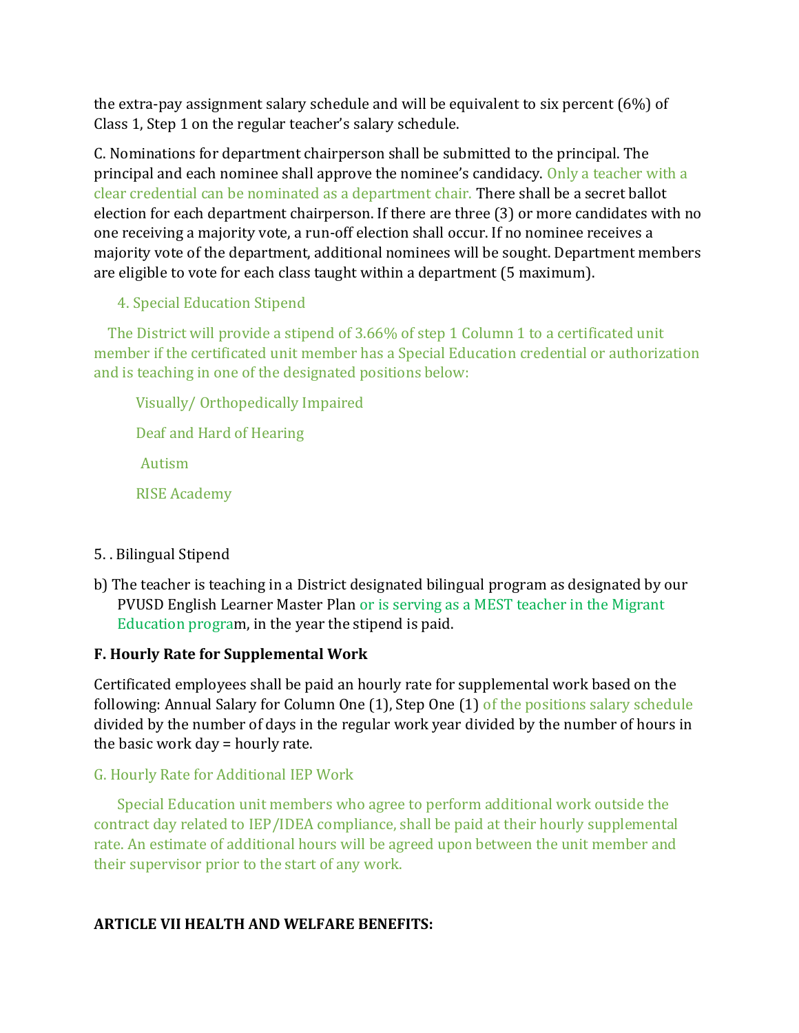the extra-pay assignment salary schedule and will be equivalent to six percent (6%) of Class 1, Step 1 on the regular teacher's salary schedule.

C. Nominations for department chairperson shall be submitted to the principal. The principal and each nominee shall approve the nominee's candidacy. Only a teacher with a clear credential can be nominated as a department chair. There shall be a secret ballot election for each department chairperson. If there are three (3) or more candidates with no one receiving a majority vote, a run-off election shall occur. If no nominee receives a majority vote of the department, additional nominees will be sought. Department members are eligible to vote for each class taught within a department (5 maximum).

4. Special Education Stipend

The District will provide a stipend of 3.66% of step 1 Column 1 to a certificated unit member if the certificated unit member has a Special Education credential or authorization and is teaching in one of the designated positions below:

Visually/ Orthopedically Impaired

Deaf and Hard of Hearing

Autism

RISE Academy

5. . Bilingual Stipend

b) The teacher is teaching in a District designated bilingual program as designated by our PVUSD English Learner Master Plan or is serving as a MEST teacher in the Migrant Education program, in the year the stipend is paid.

**F. Hourly Rate for Supplemental Work**

Certificated employees shall be paid an hourly rate for supplemental work based on the following: Annual Salary for Column One (1), Step One (1) of the positions salary schedule divided by the number of days in the regular work year divided by the number of hours in the basic work day = hourly rate.

G. Hourly Rate for Additional IEP Work

Special Education unit members who agree to perform additional work outside the contract day related to IEP/IDEA compliance, shall be paid at their hourly supplemental rate. An estimate of additional hours will be agreed upon between the unit member and their supervisor prior to the start of any work.

**ARTICLE VII HEALTH AND WELFARE BENEFITS:**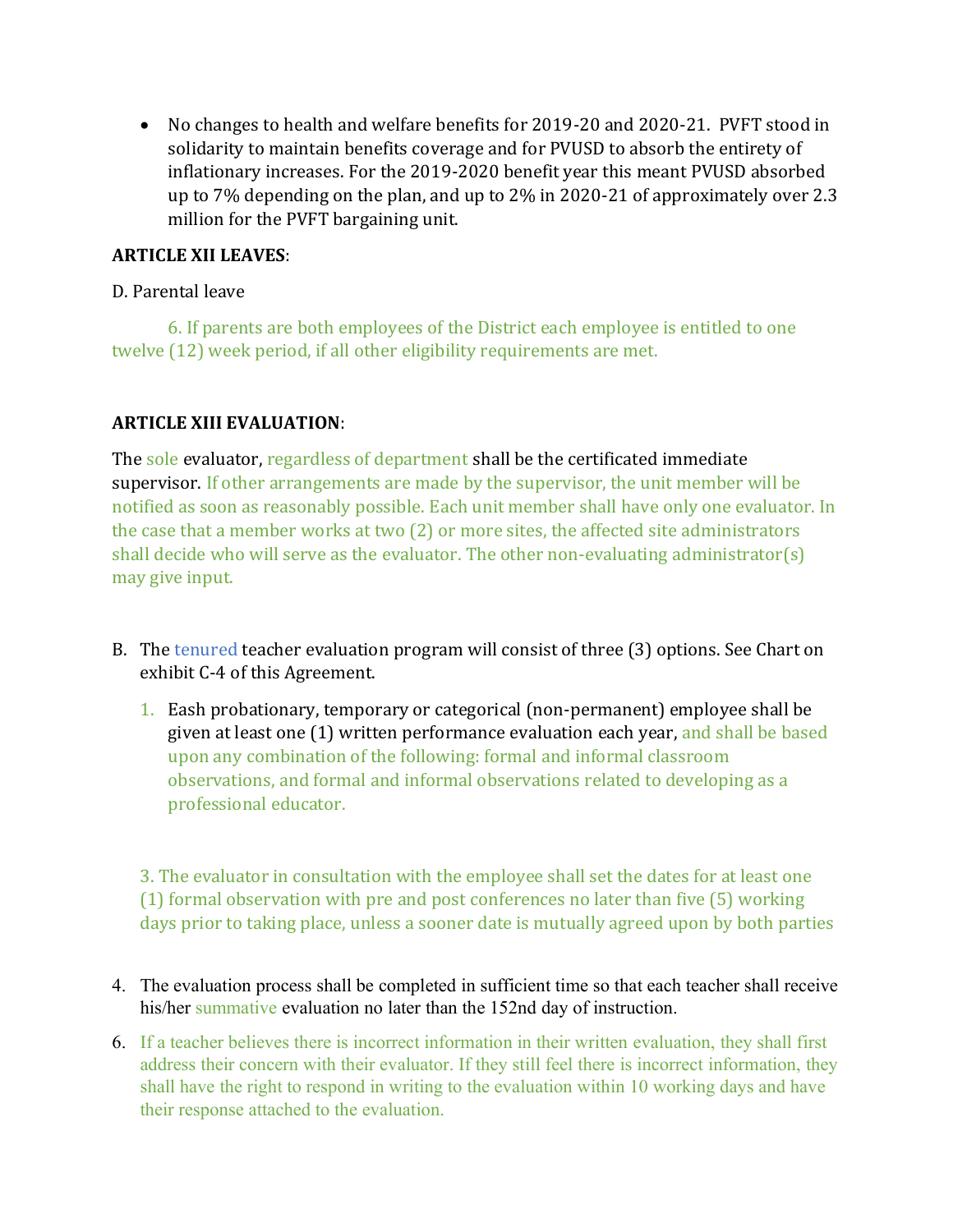- No changes to health and welfare benefits for 2019-20 and 2020-21. PVFT stood in solidarity to maintain benefits coverage and for PVUSD to absorb the entirety of inflationary increases. For the 2019-2020 benefit year this meant PVUSD absorbed up to 7% depending on the plan, and up to 2% in 2020-21 of approximately over 2.3 million for the PVFT bargaining unit.

**ARTICLE XII LEAVES**:

D. Parental leave

6. If parents are both employees of the District each employee is entitled to one twelve (12) week period, if all other eligibility requirements are met.

**ARTICLE XIII EVALUATION**:

The sole evaluator, regardless of department shall be the certificated immediate supervisor. If other arrangements are made by the supervisor, the unit member will be notified as soon as reasonably possible. Each unit member shall have only one evaluator. In the case that a member works at two (2) or more sites, the affected site administrators shall decide who will serve as the evaluator. The other non-evaluating administrator(s) may give input.

B. The tenured teacher evaluation program will consist of three (3) options. See Chart on exhibit C-4 of this Agreement.

1. Eash probationary, temporary or categorical (non-permanent) employee shall be given at least one (1) written performance evaluation each year, and shall be based upon any combination of the following: formal and informal classroom observations, and formal and informal observations related to developing as a professional educator.

3. The evaluator in consultation with the employee shall set the dates for at least one (1) formal observation with pre and post conferences no later than five (5) working days prior to taking place, unless a sooner date is mutually agreed upon by both parties

4. The evaluation process shall be completed in sufficient time so that each teacher shall receive his/her summative evaluation no later than the 152nd day of instruction.

6. If a teacher believes there is incorrect information in their written evaluation, they shall first address their concern with their evaluator. If they still feel there is incorrect information, they shall have the right to respond in writing to the evaluation within 10 working days and have their response attached to the evaluation.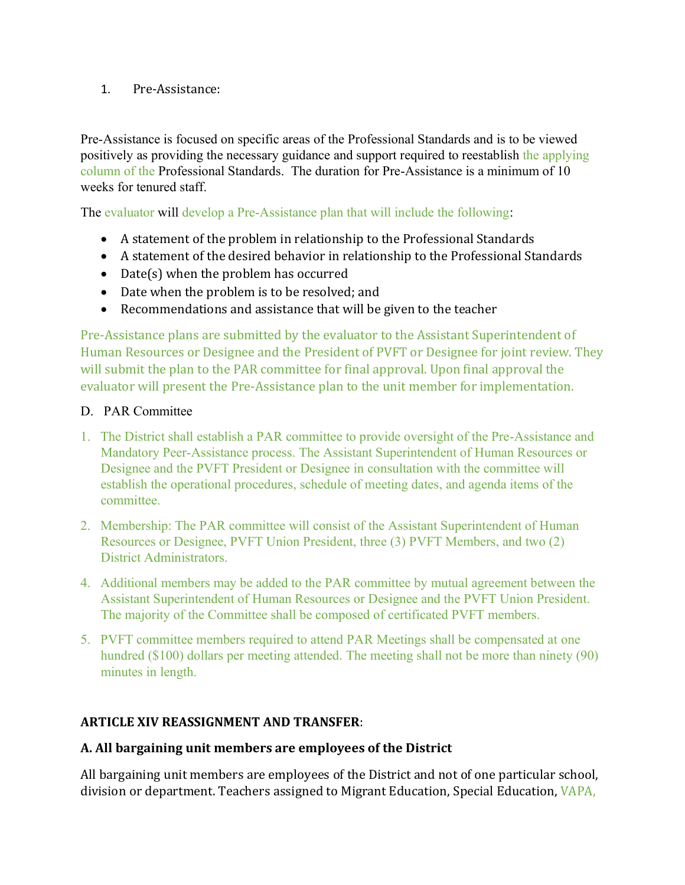1. Pre-Assistance:

Pre-Assistance is focused on specific areas of the Professional Standards and is to be viewed positively as providing the necessary guidance and support required to reestablish the applying column of the Professional Standards. The duration for Pre-Assistance is a minimum of 10 weeks for tenured staff.

The evaluator will develop a Pre-Assistance plan that will include the following:

- A statement of the problem in relationship to the Professional Standards
- A statement of the desired behavior in relationship to the Professional Standards
- Date(s) when the problem has occurred
- Date when the problem is to be resolved; and
- Recommendations and assistance that will be given to the teacher

Pre-Assistance plans are submitted by the evaluator to the Assistant Superintendent of Human Resources or Designee and the President of PVFT or Designee for joint review. They will submit the plan to the PAR committee for final approval. Upon final approval the evaluator will present the Pre-Assistance plan to the unit member for implementation.

D. PAR Committee

1. The District shall establish a PAR committee to provide oversight of the Pre-Assistance and Mandatory Peer-Assistance process. The Assistant Superintendent of Human Resources or Designee and the PVFT President or Designee in consultation with the committee will establish the operational procedures, schedule of meeting dates, and agenda items of the committee.

2. Membership: The PAR committee will consist of the Assistant Superintendent of Human Resources or Designee, PVFT Union President, three (3) PVFT Members, and two (2) District Administrators.

4. Additional members may be added to the PAR committee by mutual agreement between the Assistant Superintendent of Human Resources or Designee and the PVFT Union President. The majority of the Committee shall be composed of certificated PVFT members.

5. PVFT committee members required to attend PAR Meetings shall be compensated at one hundred ($100) dollars per meeting attended. The meeting shall not be more than ninety (90) minutes in length.

**ARTICLE XIV REASSIGNMENT AND TRANSFER**:

**A. All bargaining unit members are employees of the District**

All bargaining unit members are employees of the District and not of one particular school, division or department. Teachers assigned to Migrant Education, Special Education, VAPA,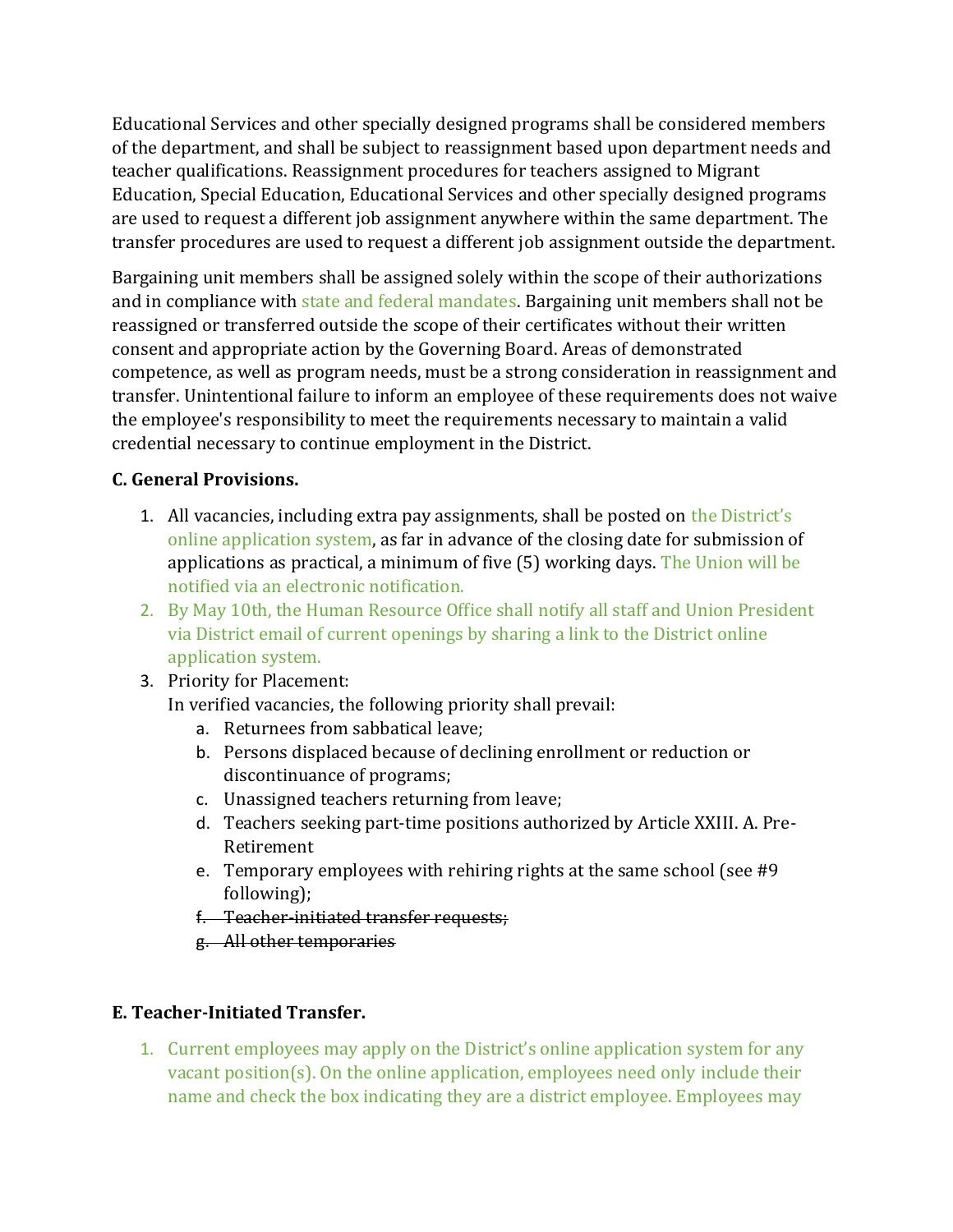Educational Services and other specially designed programs shall be considered members of the department, and shall be subject to reassignment based upon department needs and teacher qualifications. Reassignment procedures for teachers assigned to Migrant Education, Special Education, Educational Services and other specially designed programs are used to request a different job assignment anywhere within the same department. The transfer procedures are used to request a different job assignment outside the department.

Bargaining unit members shall be assigned solely within the scope of their authorizations and in compliance with state and federal mandates. Bargaining unit members shall not be reassigned or transferred outside the scope of their certificates without their written consent and appropriate action by the Governing Board. Areas of demonstrated competence, as well as program needs, must be a strong consideration in reassignment and transfer. Unintentional failure to inform an employee of these requirements does not waive the employee's responsibility to meet the requirements necessary to maintain a valid credential necessary to continue employment in the District.

**C. General Provisions.**

1. All vacancies, including extra pay assignments, shall be posted on the District's online application system, as far in advance of the closing date for submission of applications as practical, a minimum of five (5) working days. The Union will be notified via an electronic notification.
2. By May 10th, the Human Resource Office shall notify all staff and Union President via District email of current openings by sharing a link to the District online application system.
3. Priority for Placement:
   In verified vacancies, the following priority shall prevail:
   a. Returnees from sabbatical leave;
   b. Persons displaced because of declining enrollment or reduction or discontinuance of programs;
   c. Unassigned teachers returning from leave;
   d. Teachers seeking part-time positions authorized by Article XXIII. A. Pre-Retirement
   e. Temporary employees with rehiring rights at the same school (see #9 following);
   f. ~~Teacher-initiated transfer requests;~~
   g. ~~All other temporaries~~

**E. Teacher-Initiated Transfer.**

1. Current employees may apply on the District's online application system for any vacant position(s). On the online application, employees need only include their name and check the box indicating they are a district employee. Employees may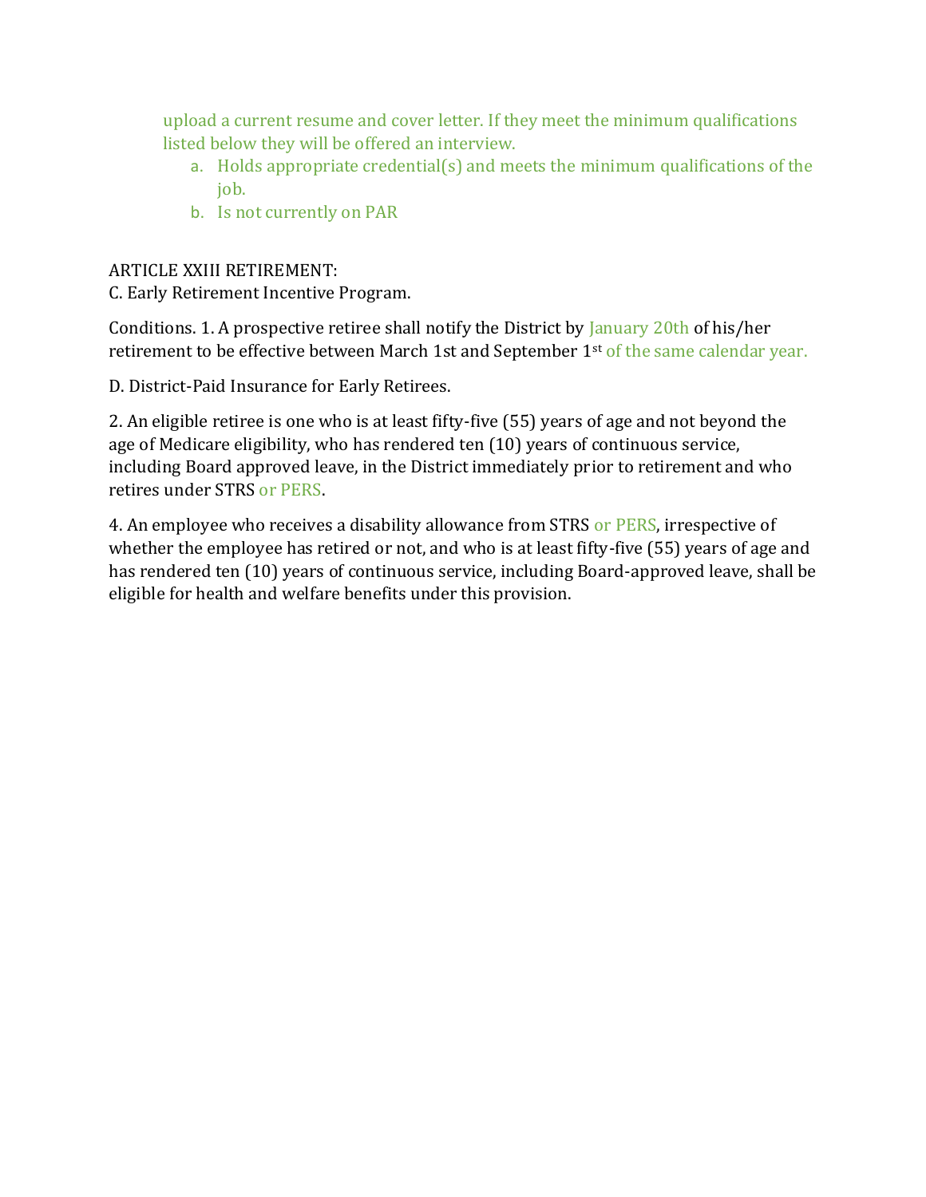upload a current resume and cover letter. If they meet the minimum qualifications listed below they will be offered an interview.

a. Holds appropriate credential(s) and meets the minimum qualifications of the job.
b. Is not currently on PAR

ARTICLE XXIII RETIREMENT:

C. Early Retirement Incentive Program.

Conditions. 1. A prospective retiree shall notify the District by January 20th of his/her retirement to be effective between March 1st and September 1st of the same calendar year.

D. District-Paid Insurance for Early Retirees.

2. An eligible retiree is one who is at least fifty-five (55) years of age and not beyond the age of Medicare eligibility, who has rendered ten (10) years of continuous service, including Board approved leave, in the District immediately prior to retirement and who retires under STRS or PERS.

4. An employee who receives a disability allowance from STRS or PERS, irrespective of whether the employee has retired or not, and who is at least fifty-five (55) years of age and has rendered ten (10) years of continuous service, including Board-approved leave, shall be eligible for health and welfare benefits under this provision.